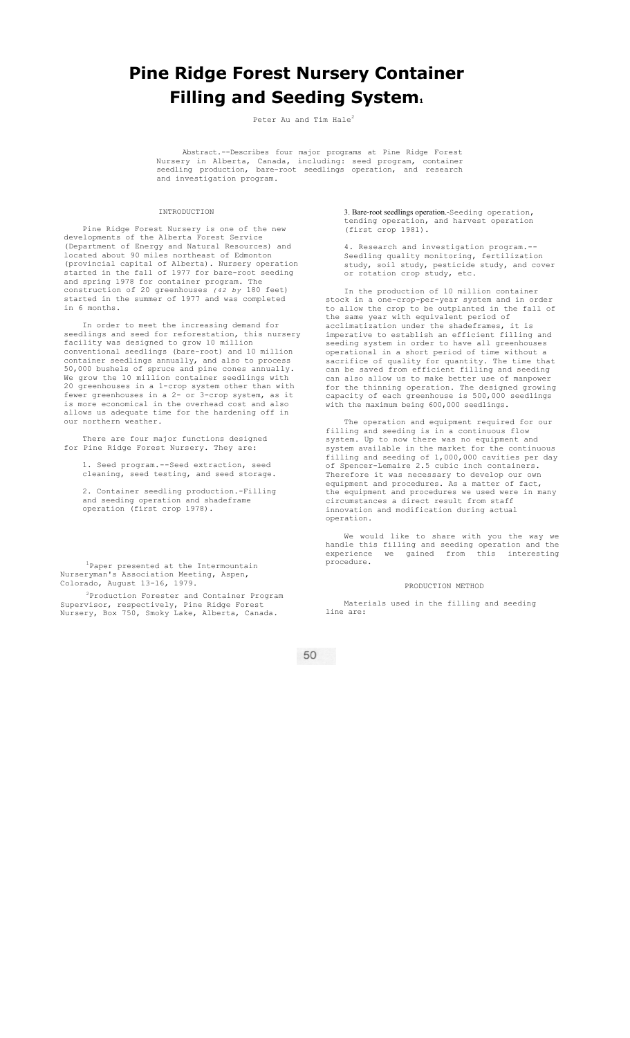# Pine Ridge Forest Nursery Container Filling and Seeding System[1]

Peter Au and Tim Hale[2]

Abstract.--Describes four major programs at Pine Ridge Forest Nursery in Alberta, Canada, including: seed program, container seedling production, bare-root seedlings operation, and research and investigation program.

## INTRODUCTION

Pine Ridge Forest Nursery is one of the new developments of the Alberta Forest Service (Department of Energy and Natural Resources) and located about 90 miles northeast of Edmonton (provincial capital of Alberta). Nursery operation started in the fall of 1977 for bare-root seeding and spring 1978 for container program. The construction of 20 greenhouses *(42 by* 180 feet) started in the summer of 1977 and was completed in 6 months.

In order to meet the increasing demand for seedlings and seed for reforestation, this nursery facility was designed to grow 10 million conventional seedlings (bare-root) and 10 million container seedlings annually, and also to process 50,000 bushels of spruce and pine cones annually. We grow the 10 million container seedlings with 20 greenhouses in a 1-crop system other than with fewer greenhouses in a 2- or 3-crop system, as it is more economical in the overhead cost and also allows us adequate time for the hardening off in our northern weather.

There are four major functions designed for Pine Ridge Forest Nursery. They are:

1. Seed program.--Seed extraction, seed cleaning, seed testing, and seed storage.

2. Container seedling production.-Filling and seeding operation and shadeframe operation (first crop 1978).

3. Bare-root seedlings operation.-Seeding operation, tending operation, and harvest operation (first crop 1981).

4. Research and investigation program.--Seedling quality monitoring, fertilization study, soil study, pesticide study, and cover or rotation crop study, etc.

In the production of 10 million container stock in a one-crop-per-year system and in order to allow the crop to be outplanted in the fall of the same year with equivalent period of acclimatization under the shadeframes, it is imperative to establish an efficient filling and seeding system in order to have all greenhouses operational in a short period of time without a sacrifice of quality for quantity. The time that can be saved from efficient filling and seeding can also allow us to make better use of manpower for the thinning operation. The designed growing capacity of each greenhouse is 500,000 seedlings with the maximum being 600,000 seedlings.

The operation and equipment required for our filling and seeding is in a continuous flow system. Up to now there was no equipment and system available in the market for the continuous filling and seeding of 1,000,000 cavities per day of Spencer-Lemaire 2.5 cubic inch containers. Therefore it was necessary to develop our own equipment and procedures. As a matter of fact, the equipment and procedures we used were in many circumstances a direct result from staff innovation and modification during actual operation.

We would like to share with you the way we handle this filling and seeding operation and the experience we gained from this interesting procedure.

## PRODUCTION METHOD

Materials used in the filling and seeding line are:

[1] Paper presented at the Intermountain Nurseryman's Association Meeting, Aspen, Colorado, August 13-16, 1979.

[2] Production Forester and Container Program Supervisor, respectively, Pine Ridge Forest Nursery, Box 750, Smoky Lake, Alberta, Canada.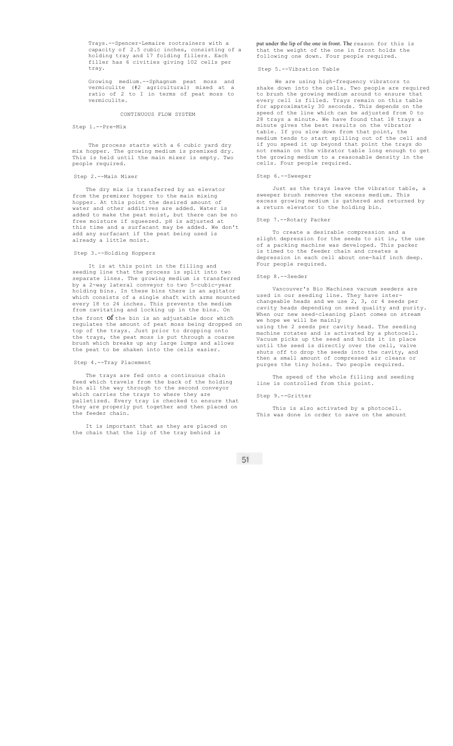Trays.--Spencer-Lemaire rootrainers with a capacity of 2.5 cubic inches, consisting of a holding tray and 17 folding fillers. Each filler has 6 civities giving 102 cells per tray.

Growing medium.--Sphagnum peat moss and vermiculite (#2 agricultural) mixed at a ratio of 2 to 1 in terms of peat moss to vermiculite.

## CONTINUOUS FLOW SYSTEM

### Step 1.--Pre-Mix

The process starts with a 6 cubic yard dry mix hopper. The growing medium is premixed dry. This is held until the main mixer is empty. Two people required.

### Step 2.--Main Mixer

The dry mix is transferred by an elevator from the premixer hopper to the main mixing hopper. At this point the desired amount of water and other additives are added. Water is added to make the peat moist, but there can be no free moisture if squeezed. pH is adjusted at this time and a surfacant may be added. We don't add any surfacant if the peat being used is already a little moist.

### Step 3.--Holding Hoppers

It is at this point in the filling and seeding line that the process is split into two separate lines. The growing medium is transferred by a 2-way lateral conveyor to two 5-cubic-year holding bins. In these bins there is an agitator which consists of a single shaft with arms mounted every 18 to 24 inches. This prevents the medium from cavitating and locking up in the bins. On the front of the bin is an adjustable door which regulates the amount of peat moss being dropped on top of the trays. Just prior to dropping onto the trays, the peat moss is put through a coarse brush which breaks up any large lumps and allows the peat to be shaken into the cells easier.

### Step 4.--Tray Placement

The trays are fed onto a continuous chain feed which travels from the back of the holding bin all the way through to the second conveyor which carries the trays to where they are palletized. Every tray is checked to ensure that they are properly put together and then placed on the feeder chain.

It is important that as they are placed on the chain that the lip of the tray behind is put under the lip of the one in front. The reason for this is that the weight of the one in front holds the following one down. Four people required.

### Step 5.--Vibration Table

We are using high-frequency vibrators to shake down into the cells. Two people are required to brush the growing medium around to ensure that every cell is filled. Trays remain on this table for approximately 30 seconds. This depends on the speed of the line which can be adjusted from 0 to 28 trays a minute. We have found that 18 trays a minute gives the best results on the vibrator table. If you slow down from that point, the medium tends to start spilling out of the cell and if you speed it up beyond that point the trays do not remain on the vibrator table long enough to get the growing medium to a reasonable density in the cells. Four people required.

### Step 6.--Sweeper

Just as the trays leave the vibrator table, a sweeper brush removes the excess medium. This excess growing medium is gathered and returned by a return elevator to the holding bin.

### Step 7.--Rotary Packer

To create a desirable compression and a slight depression for the seeds to sit in, the use of a packing machine was developed. This packer is timed to the feeder chain and creates a depression in each cell about one-half inch deep. Four people required.

### Step 8.--Seeder

Vancouver's Bio Machines vacuum seeders are used in our seeding line. They have interchangeable heads and we use 2, 3, or 4 seeds per cavity heads depending on seed quality and purity. When our new seed-cleaning plant comes on stream we hope we will be mainly using the 2 seeds per cavity head. The seeding machine rotates and is activated by a photocell. Vacuum picks up the seed and holds it in place until the seed is directly over the cell, valve shuts off to drop the seeds into the cavity, and then a small amount of compressed air cleans or purges the tiny holes. Two people required.

The speed of the whole filling and seeding line is controlled from this point.

### Step 9.--Gritter

This is also activated by a photocell. This was done in order to save on the amount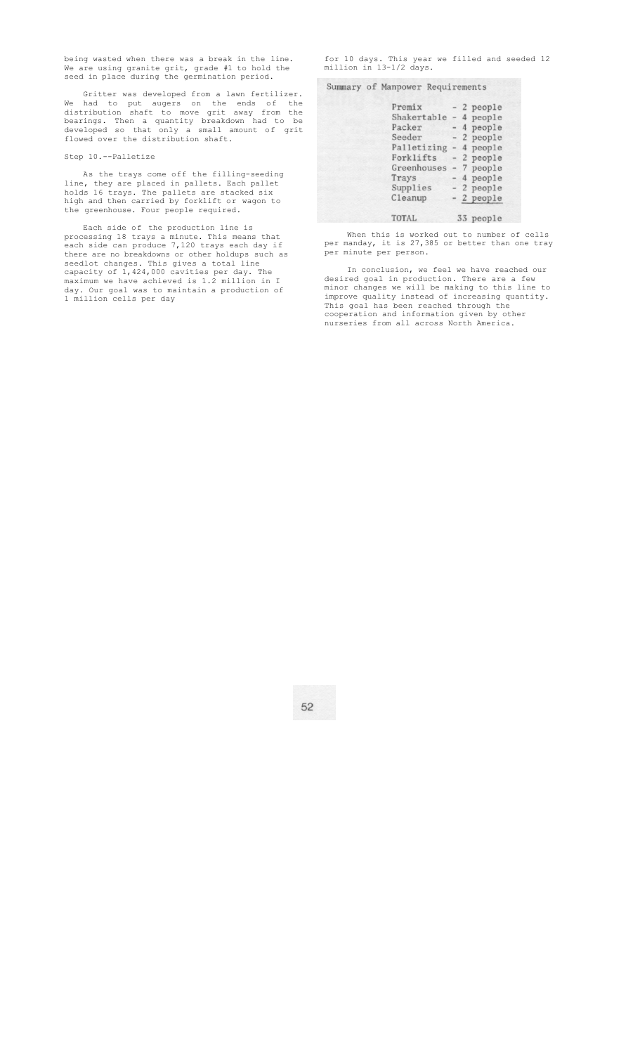being wasted when there was a break in the line. We are using granite grit, grade #1 to hold the seed in place during the germination period.

Gritter was developed from a lawn fertilizer. We had to put augers on the ends of the distribution shaft to move grit away from the bearings. Then a quantity breakdown had to be developed so that only a small amount of grit flowed over the distribution shaft.

Step 10.--Palletize

As the trays come off the filling-seeding line, they are placed in pallets. Each pallet holds 16 trays. The pallets are stacked six high and then carried by forklift or wagon to the greenhouse. Four people required.

Each side of the production line is processing 18 trays a minute. This means that each side can produce 7,120 trays each day if there are no breakdowns or other holdups such as seedlot changes. This gives a total line capacity of 1,424,000 cavities per day. The maximum we have achieved is 1.2 million in I day. Our goal was to maintain a production of 1 million cells per day

for 10 days. This year we filled and seeded 12 million in 13-1/2 days.

Summary of Manpower Requirements

| | |
|---|---|
| Premix | - 2 people |
| Shakertable | - 4 people |
| Packer | - 4 people |
| Seeder | - 2 people |
| Palletizing | - 4 people |
| Forklifts | - 2 people |
| Greenhouses | - 7 people |
| Trays | - 4 people |
| Supplies | - 2 people |
| Cleanup | - 2 people |
| TOTAL | 33 people |

When this is worked out to number of cells per manday, it is 27,385 or better than one tray per minute per person.

In conclusion, we feel we have reached our desired goal in production. There are a few minor changes we will be making to this line to improve quality instead of increasing quantity. This goal has been reached through the cooperation and information given by other nurseries from all across North America.